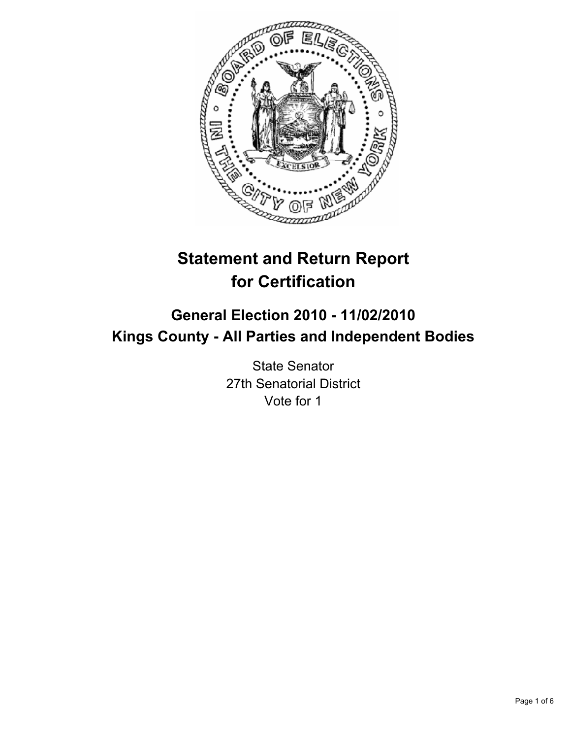# Statement and Return Report for Certification

## General Election 2010 - 11/02/2010
## Kings County - All Parties and Independent Bodies

State Senator
27th Senatorial District
Vote for 1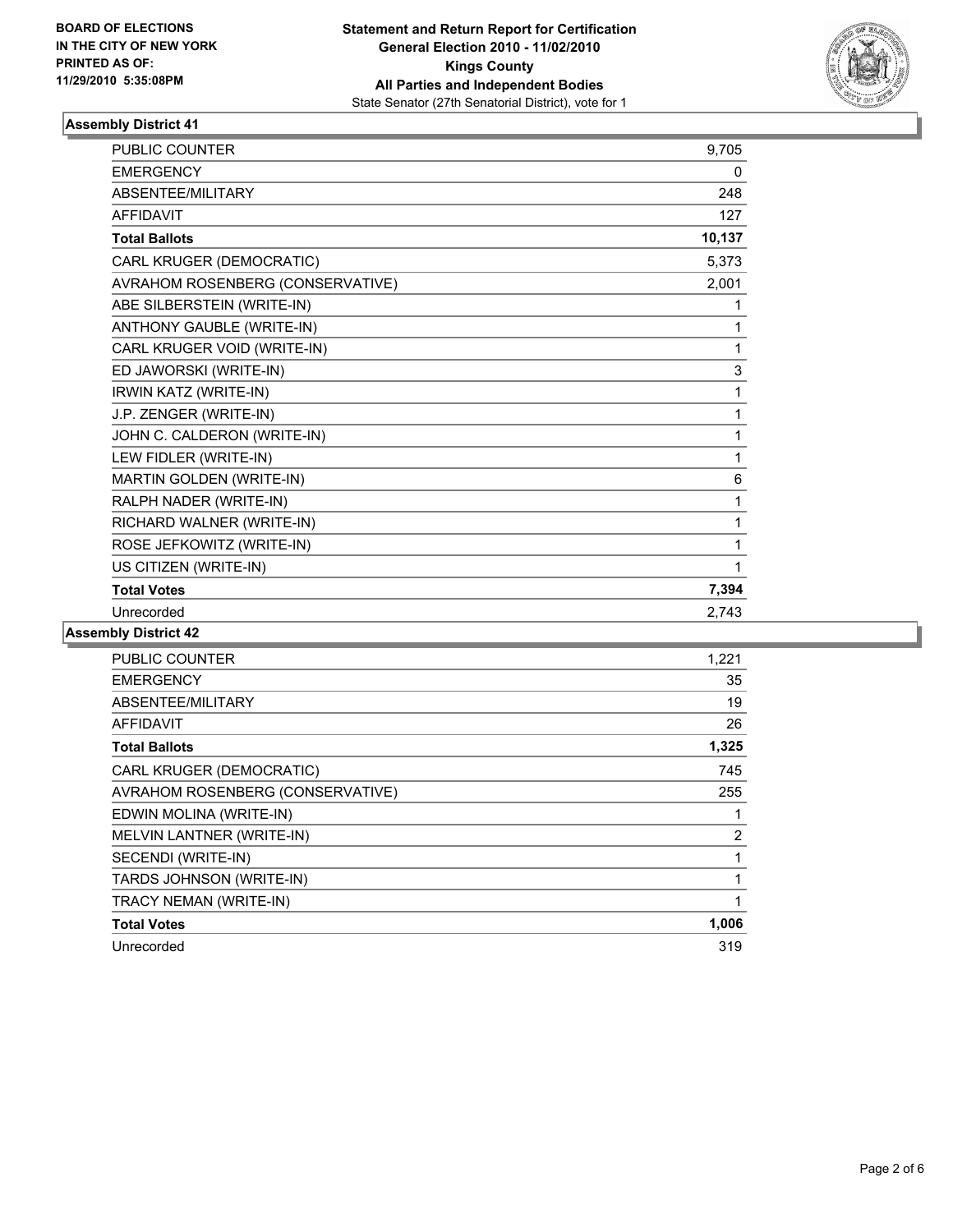**BOARD OF ELECTIONS IN THE CITY OF NEW YORK PRINTED AS OF: 11/29/2010 5:35:08PM**

**Statement and Return Report for Certification**
**General Election 2010 - 11/02/2010**
**Kings County**
**All Parties and Independent Bodies**
State Senator (27th Senatorial District), vote for 1

### Assembly District 41

| | |
|---|---|
| PUBLIC COUNTER | 9,705 |
| EMERGENCY | 0 |
| ABSENTEE/MILITARY | 248 |
| AFFIDAVIT | 127 |
| **Total Ballots** | **10,137** |
| CARL KRUGER (DEMOCRATIC) | 5,373 |
| AVRAHOM ROSENBERG (CONSERVATIVE) | 2,001 |
| ABE SILBERSTEIN (WRITE-IN) | 1 |
| ANTHONY GAUBLE (WRITE-IN) | 1 |
| CARL KRUGER VOID (WRITE-IN) | 1 |
| ED JAWORSKI (WRITE-IN) | 3 |
| IRWIN KATZ (WRITE-IN) | 1 |
| J.P. ZENGER (WRITE-IN) | 1 |
| JOHN C. CALDERON (WRITE-IN) | 1 |
| LEW FIDLER (WRITE-IN) | 1 |
| MARTIN GOLDEN (WRITE-IN) | 6 |
| RALPH NADER (WRITE-IN) | 1 |
| RICHARD WALNER (WRITE-IN) | 1 |
| ROSE JEFKOWITZ (WRITE-IN) | 1 |
| US CITIZEN (WRITE-IN) | 1 |
| **Total Votes** | **7,394** |
| Unrecorded | 2,743 |

### Assembly District 42

| | |
|---|---|
| PUBLIC COUNTER | 1,221 |
| EMERGENCY | 35 |
| ABSENTEE/MILITARY | 19 |
| AFFIDAVIT | 26 |
| **Total Ballots** | **1,325** |
| CARL KRUGER (DEMOCRATIC) | 745 |
| AVRAHOM ROSENBERG (CONSERVATIVE) | 255 |
| EDWIN MOLINA (WRITE-IN) | 1 |
| MELVIN LANTNER (WRITE-IN) | 2 |
| SECENDI (WRITE-IN) | 1 |
| TARDS JOHNSON (WRITE-IN) | 1 |
| TRACY NEMAN (WRITE-IN) | 1 |
| **Total Votes** | **1,006** |
| Unrecorded | 319 |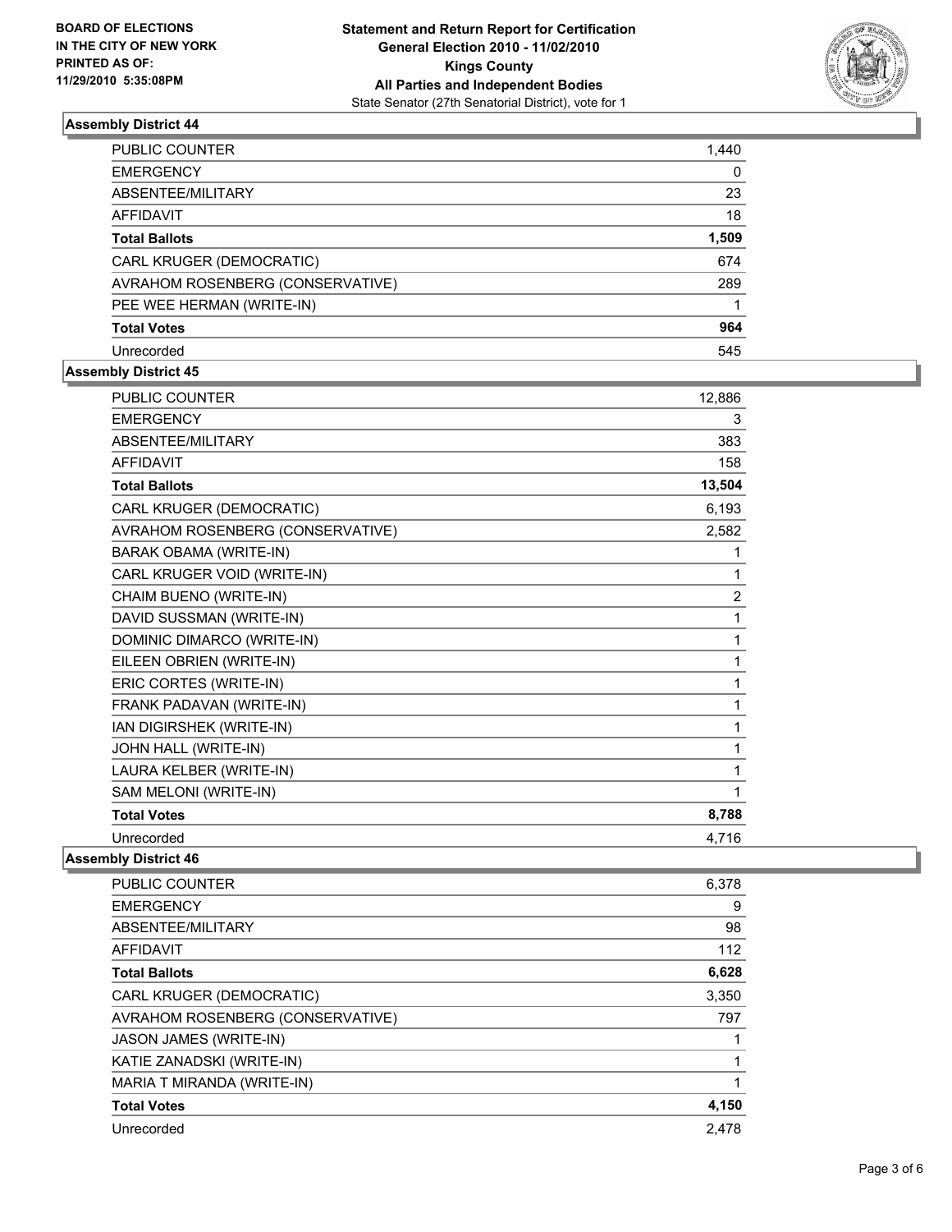BOARD OF ELECTIONS
IN THE CITY OF NEW YORK
PRINTED AS OF:
11/29/2010 5:35:08PM

**Statement and Return Report for Certification**
**General Election 2010 - 11/02/2010**
**Kings County**
**All Parties and Independent Bodies**
State Senator (27th Senatorial District), vote for 1

### Assembly District 44

| | |
|---|---|
| PUBLIC COUNTER | 1,440 |
| EMERGENCY | 0 |
| ABSENTEE/MILITARY | 23 |
| AFFIDAVIT | 18 |
| **Total Ballots** | **1,509** |
| CARL KRUGER (DEMOCRATIC) | 674 |
| AVRAHOM ROSENBERG (CONSERVATIVE) | 289 |
| PEE WEE HERMAN (WRITE-IN) | 1 |
| **Total Votes** | **964** |
| Unrecorded | 545 |

### Assembly District 45

| | |
|---|---|
| PUBLIC COUNTER | 12,886 |
| EMERGENCY | 3 |
| ABSENTEE/MILITARY | 383 |
| AFFIDAVIT | 158 |
| **Total Ballots** | **13,504** |
| CARL KRUGER (DEMOCRATIC) | 6,193 |
| AVRAHOM ROSENBERG (CONSERVATIVE) | 2,582 |
| BARAK OBAMA (WRITE-IN) | 1 |
| CARL KRUGER VOID (WRITE-IN) | 1 |
| CHAIM BUENO (WRITE-IN) | 2 |
| DAVID SUSSMAN (WRITE-IN) | 1 |
| DOMINIC DIMARCO (WRITE-IN) | 1 |
| EILEEN OBRIEN (WRITE-IN) | 1 |
| ERIC CORTES (WRITE-IN) | 1 |
| FRANK PADAVAN (WRITE-IN) | 1 |
| IAN DIGIRSHEK (WRITE-IN) | 1 |
| JOHN HALL (WRITE-IN) | 1 |
| LAURA KELBER (WRITE-IN) | 1 |
| SAM MELONI (WRITE-IN) | 1 |
| **Total Votes** | **8,788** |
| Unrecorded | 4,716 |

### Assembly District 46

| | |
|---|---|
| PUBLIC COUNTER | 6,378 |
| EMERGENCY | 9 |
| ABSENTEE/MILITARY | 98 |
| AFFIDAVIT | 112 |
| **Total Ballots** | **6,628** |
| CARL KRUGER (DEMOCRATIC) | 3,350 |
| AVRAHOM ROSENBERG (CONSERVATIVE) | 797 |
| JASON JAMES (WRITE-IN) | 1 |
| KATIE ZANADSKI (WRITE-IN) | 1 |
| MARIA T MIRANDA (WRITE-IN) | 1 |
| **Total Votes** | **4,150** |
| Unrecorded | 2,478 |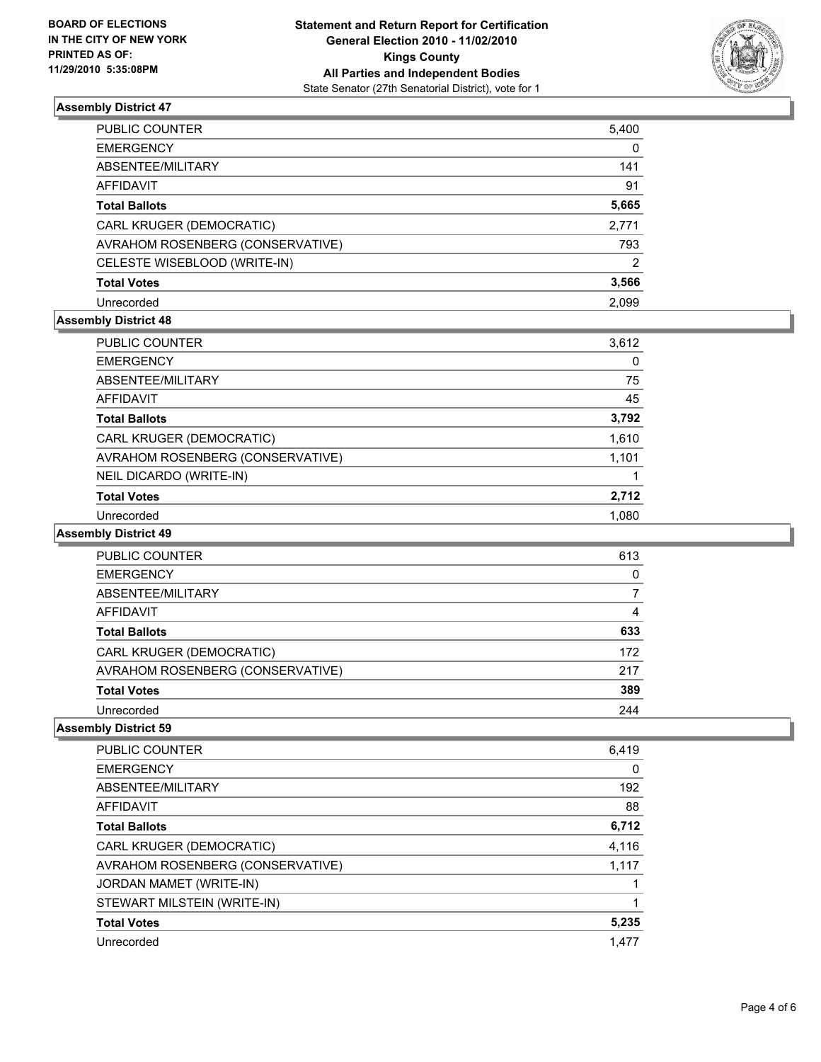**BOARD OF ELECTIONS IN THE CITY OF NEW YORK PRINTED AS OF: 11/29/2010 5:35:08PM**

**Statement and Return Report for Certification General Election 2010 - 11/02/2010 Kings County All Parties and Independent Bodies**
State Senator (27th Senatorial District), vote for 1

### Assembly District 47

| | |
|---|---|
| PUBLIC COUNTER | 5,400 |
| EMERGENCY | 0 |
| ABSENTEE/MILITARY | 141 |
| AFFIDAVIT | 91 |
| **Total Ballots** | **5,665** |
| CARL KRUGER (DEMOCRATIC) | 2,771 |
| AVRAHOM ROSENBERG (CONSERVATIVE) | 793 |
| CELESTE WISEBLOOD (WRITE-IN) | 2 |
| **Total Votes** | **3,566** |
| Unrecorded | 2,099 |

### Assembly District 48

| | |
|---|---|
| PUBLIC COUNTER | 3,612 |
| EMERGENCY | 0 |
| ABSENTEE/MILITARY | 75 |
| AFFIDAVIT | 45 |
| **Total Ballots** | **3,792** |
| CARL KRUGER (DEMOCRATIC) | 1,610 |
| AVRAHOM ROSENBERG (CONSERVATIVE) | 1,101 |
| NEIL DICARDO (WRITE-IN) | 1 |
| **Total Votes** | **2,712** |
| Unrecorded | 1,080 |

### Assembly District 49

| | |
|---|---|
| PUBLIC COUNTER | 613 |
| EMERGENCY | 0 |
| ABSENTEE/MILITARY | 7 |
| AFFIDAVIT | 4 |
| **Total Ballots** | **633** |
| CARL KRUGER (DEMOCRATIC) | 172 |
| AVRAHOM ROSENBERG (CONSERVATIVE) | 217 |
| **Total Votes** | **389** |
| Unrecorded | 244 |

### Assembly District 59

| | |
|---|---|
| PUBLIC COUNTER | 6,419 |
| EMERGENCY | 0 |
| ABSENTEE/MILITARY | 192 |
| AFFIDAVIT | 88 |
| **Total Ballots** | **6,712** |
| CARL KRUGER (DEMOCRATIC) | 4,116 |
| AVRAHOM ROSENBERG (CONSERVATIVE) | 1,117 |
| JORDAN MAMET (WRITE-IN) | 1 |
| STEWART MILSTEIN (WRITE-IN) | 1 |
| **Total Votes** | **5,235** |
| Unrecorded | 1,477 |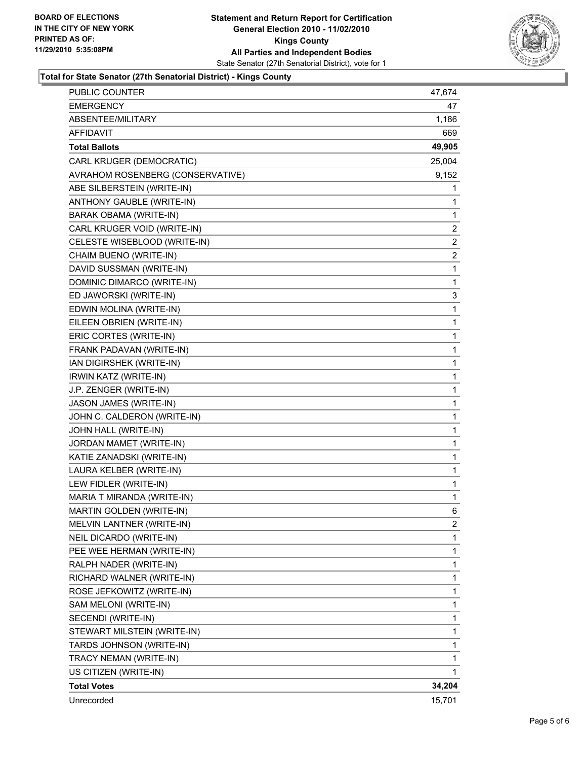BOARD OF ELECTIONS
IN THE CITY OF NEW YORK
PRINTED AS OF:
11/29/2010 5:35:08PM

**Statement and Return Report for Certification**
**General Election 2010 - 11/02/2010**
**Kings County**
**All Parties and Independent Bodies**
State Senator (27th Senatorial District), vote for 1

**Total for State Senator (27th Senatorial District) - Kings County**

| | |
|---|---|
| PUBLIC COUNTER | 47,674 |
| EMERGENCY | 47 |
| ABSENTEE/MILITARY | 1,186 |
| AFFIDAVIT | 669 |
| **Total Ballots** | **49,905** |
| CARL KRUGER (DEMOCRATIC) | 25,004 |
| AVRAHOM ROSENBERG (CONSERVATIVE) | 9,152 |
| ABE SILBERSTEIN (WRITE-IN) | 1 |
| ANTHONY GAUBLE (WRITE-IN) | 1 |
| BARAK OBAMA (WRITE-IN) | 1 |
| CARL KRUGER VOID (WRITE-IN) | 2 |
| CELESTE WISEBLOOD (WRITE-IN) | 2 |
| CHAIM BUENO (WRITE-IN) | 2 |
| DAVID SUSSMAN (WRITE-IN) | 1 |
| DOMINIC DIMARCO (WRITE-IN) | 1 |
| ED JAWORSKI (WRITE-IN) | 3 |
| EDWIN MOLINA (WRITE-IN) | 1 |
| EILEEN OBRIEN (WRITE-IN) | 1 |
| ERIC CORTES (WRITE-IN) | 1 |
| FRANK PADAVAN (WRITE-IN) | 1 |
| IAN DIGIRSHEK (WRITE-IN) | 1 |
| IRWIN KATZ (WRITE-IN) | 1 |
| J.P. ZENGER (WRITE-IN) | 1 |
| JASON JAMES (WRITE-IN) | 1 |
| JOHN C. CALDERON (WRITE-IN) | 1 |
| JOHN HALL (WRITE-IN) | 1 |
| JORDAN MAMET (WRITE-IN) | 1 |
| KATIE ZANADSKI (WRITE-IN) | 1 |
| LAURA KELBER (WRITE-IN) | 1 |
| LEW FIDLER (WRITE-IN) | 1 |
| MARIA T MIRANDA (WRITE-IN) | 1 |
| MARTIN GOLDEN (WRITE-IN) | 6 |
| MELVIN LANTNER (WRITE-IN) | 2 |
| NEIL DICARDO (WRITE-IN) | 1 |
| PEE WEE HERMAN (WRITE-IN) | 1 |
| RALPH NADER (WRITE-IN) | 1 |
| RICHARD WALNER (WRITE-IN) | 1 |
| ROSE JEFKOWITZ (WRITE-IN) | 1 |
| SAM MELONI (WRITE-IN) | 1 |
| SECENDI (WRITE-IN) | 1 |
| STEWART MILSTEIN (WRITE-IN) | 1 |
| TARDS JOHNSON (WRITE-IN) | 1 |
| TRACY NEMAN (WRITE-IN) | 1 |
| US CITIZEN (WRITE-IN) | 1 |
| **Total Votes** | **34,204** |
| Unrecorded | 15,701 |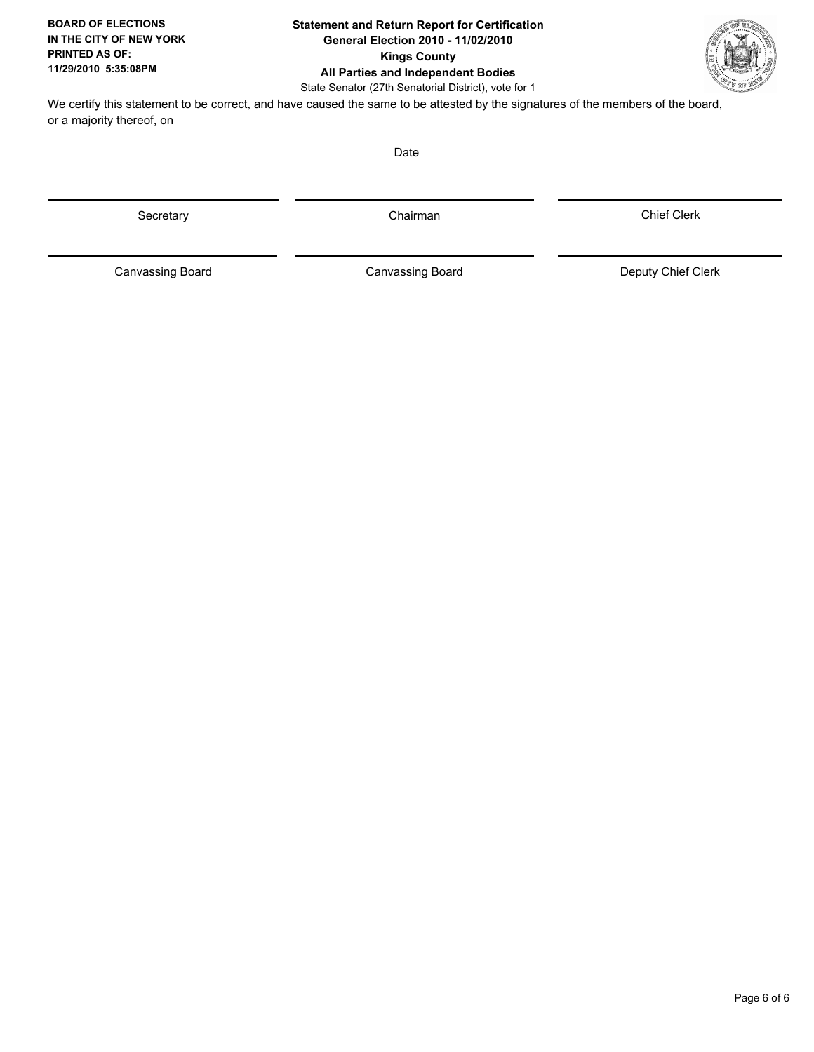BOARD OF ELECTIONS
IN THE CITY OF NEW YORK
PRINTED AS OF:
11/29/2010 5:35:08PM

**Statement and Return Report for Certification**
**General Election 2010 - 11/02/2010**
**Kings County**
**All Parties and Independent Bodies**
State Senator (27th Senatorial District), vote for 1

We certify this statement to be correct, and have caused the same to be attested by the signatures of the members of the board, or a majority thereof, on

Date

| | | |
|---|---|---|
| Secretary | Chairman | Chief Clerk |
| Canvassing Board | Canvassing Board | Deputy Chief Clerk |